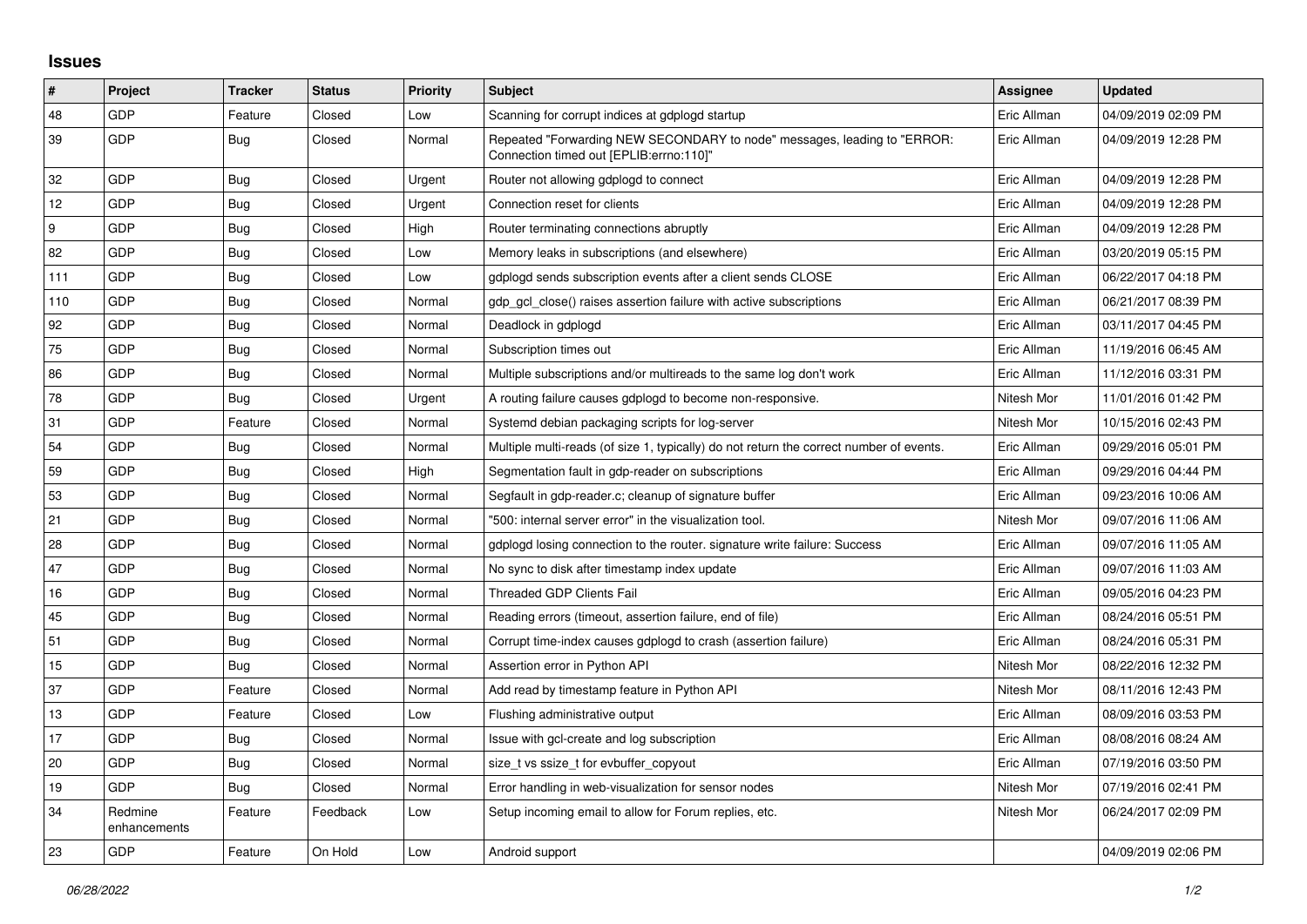# Issues

| # | Project | Tracker | Status | Priority | Subject | Assignee | Updated |
|---|---|---|---|---|---|---|---|
| 48 | GDP | Feature | Closed | Low | Scanning for corrupt indices at gdplogd startup | Eric Allman | 04/09/2019 02:09 PM |
| 39 | GDP | Bug | Closed | Normal | Repeated "Forwarding NEW SECONDARY to node" messages, leading to "ERROR: Connection timed out [EPLIB:errno:110]" | Eric Allman | 04/09/2019 12:28 PM |
| 32 | GDP | Bug | Closed | Urgent | Router not allowing gdplogd to connect | Eric Allman | 04/09/2019 12:28 PM |
| 12 | GDP | Bug | Closed | Urgent | Connection reset for clients | Eric Allman | 04/09/2019 12:28 PM |
| 9 | GDP | Bug | Closed | High | Router terminating connections abruptly | Eric Allman | 04/09/2019 12:28 PM |
| 82 | GDP | Bug | Closed | Low | Memory leaks in subscriptions (and elsewhere) | Eric Allman | 03/20/2019 05:15 PM |
| 111 | GDP | Bug | Closed | Low | gdplogd sends subscription events after a client sends CLOSE | Eric Allman | 06/22/2017 04:18 PM |
| 110 | GDP | Bug | Closed | Normal | gdp_gcl_close() raises assertion failure with active subscriptions | Eric Allman | 06/21/2017 08:39 PM |
| 92 | GDP | Bug | Closed | Normal | Deadlock in gdplogd | Eric Allman | 03/11/2017 04:45 PM |
| 75 | GDP | Bug | Closed | Normal | Subscription times out | Eric Allman | 11/19/2016 06:45 AM |
| 86 | GDP | Bug | Closed | Normal | Multiple subscriptions and/or multireads to the same log don't work | Eric Allman | 11/12/2016 03:31 PM |
| 78 | GDP | Bug | Closed | Urgent | A routing failure causes gdplogd to become non-responsive. | Nitesh Mor | 11/01/2016 01:42 PM |
| 31 | GDP | Feature | Closed | Normal | Systemd debian packaging scripts for log-server | Nitesh Mor | 10/15/2016 02:43 PM |
| 54 | GDP | Bug | Closed | Normal | Multiple multi-reads (of size 1, typically) do not return the correct number of events. | Eric Allman | 09/29/2016 05:01 PM |
| 59 | GDP | Bug | Closed | High | Segmentation fault in gdp-reader on subscriptions | Eric Allman | 09/29/2016 04:44 PM |
| 53 | GDP | Bug | Closed | Normal | Segfault in gdp-reader.c; cleanup of signature buffer | Eric Allman | 09/23/2016 10:06 AM |
| 21 | GDP | Bug | Closed | Normal | "500: internal server error" in the visualization tool. | Nitesh Mor | 09/07/2016 11:06 AM |
| 28 | GDP | Bug | Closed | Normal | gdplogd losing connection to the router. signature write failure: Success | Eric Allman | 09/07/2016 11:05 AM |
| 47 | GDP | Bug | Closed | Normal | No sync to disk after timestamp index update | Eric Allman | 09/07/2016 11:03 AM |
| 16 | GDP | Bug | Closed | Normal | Threaded GDP Clients Fail | Eric Allman | 09/05/2016 04:23 PM |
| 45 | GDP | Bug | Closed | Normal | Reading errors (timeout, assertion failure, end of file) | Eric Allman | 08/24/2016 05:51 PM |
| 51 | GDP | Bug | Closed | Normal | Corrupt time-index causes gdplogd to crash (assertion failure) | Eric Allman | 08/24/2016 05:31 PM |
| 15 | GDP | Bug | Closed | Normal | Assertion error in Python API | Nitesh Mor | 08/22/2016 12:32 PM |
| 37 | GDP | Feature | Closed | Normal | Add read by timestamp feature in Python API | Nitesh Mor | 08/11/2016 12:43 PM |
| 13 | GDP | Feature | Closed | Low | Flushing administrative output | Eric Allman | 08/09/2016 03:53 PM |
| 17 | GDP | Bug | Closed | Normal | Issue with gcl-create and log subscription | Eric Allman | 08/08/2016 08:24 AM |
| 20 | GDP | Bug | Closed | Normal | size_t vs ssize_t for evbuffer_copyout | Eric Allman | 07/19/2016 03:50 PM |
| 19 | GDP | Bug | Closed | Normal | Error handling in web-visualization for sensor nodes | Nitesh Mor | 07/19/2016 02:41 PM |
| 34 | Redmine enhancements | Feature | Feedback | Low | Setup incoming email to allow for Forum replies, etc. | Nitesh Mor | 06/24/2017 02:09 PM |
| 23 | GDP | Feature | On Hold | Low | Android support | | 04/09/2019 02:06 PM |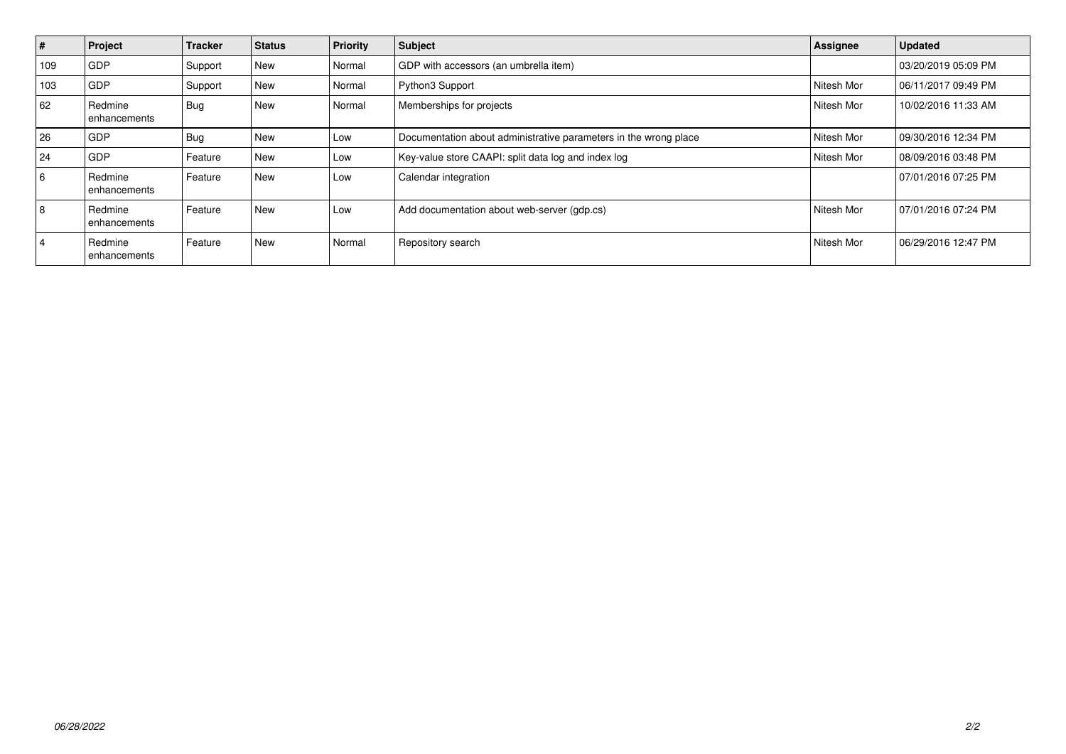| # | Project | Tracker | Status | Priority | Subject | Assignee | Updated |
| --- | --- | --- | --- | --- | --- | --- | --- |
| 109 | GDP | Support | New | Normal | GDP with accessors (an umbrella item) | | 03/20/2019 05:09 PM |
| 103 | GDP | Support | New | Normal | Python3 Support | Nitesh Mor | 06/11/2017 09:49 PM |
| 62 | Redmine enhancements | Bug | New | Normal | Memberships for projects | Nitesh Mor | 10/02/2016 11:33 AM |
| 26 | GDP | Bug | New | Low | Documentation about administrative parameters in the wrong place | Nitesh Mor | 09/30/2016 12:34 PM |
| 24 | GDP | Feature | New | Low | Key-value store CAAPI: split data log and index log | Nitesh Mor | 08/09/2016 03:48 PM |
| 6 | Redmine enhancements | Feature | New | Low | Calendar integration | | 07/01/2016 07:25 PM |
| 8 | Redmine enhancements | Feature | New | Low | Add documentation about web-server (gdp.cs) | Nitesh Mor | 07/01/2016 07:24 PM |
| 4 | Redmine enhancements | Feature | New | Normal | Repository search | Nitesh Mor | 06/29/2016 12:47 PM |

*06/28/2022*